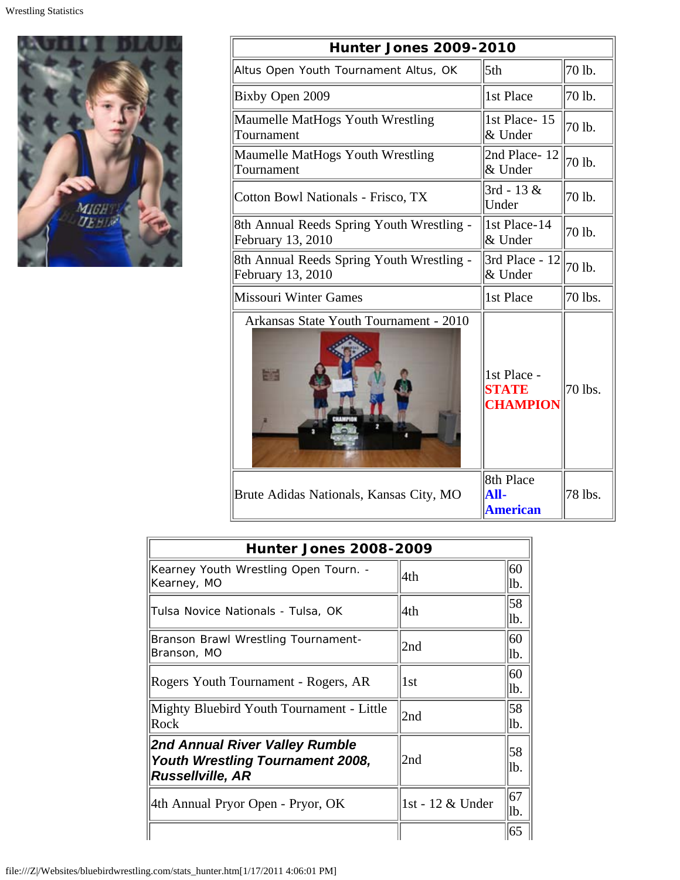| Hunter Jones 2009-2010 | | |
|---|---|---|
| Altus Open Youth Tournament Altus, OK | 5th | 70 lb. |
| Bixby Open 2009 | 1st Place | 70 lb. |
| Maumelle MatHogs Youth Wrestling Tournament | 1st Place- 15 & Under | 70 lb. |
| Maumelle MatHogs Youth Wrestling Tournament | 2nd Place- 12 & Under | 70 lb. |
| Cotton Bowl Nationals - Frisco, TX | 3rd - 13 & Under | 70 lb. |
| 8th Annual Reeds Spring Youth Wrestling - February 13, 2010 | 1st Place-14 & Under | 70 lb. |
| 8th Annual Reeds Spring Youth Wrestling - February 13, 2010 | 3rd Place - 12 & Under | 70 lb. |
| Missouri Winter Games | 1st Place | 70 lbs. |
| Arkansas State Youth Tournament - 2010 | 1st Place - **STATE CHAMPION** | 70 lbs. |
| Brute Adidas Nationals, Kansas City, MO | 8th Place **All-American** | 78 lbs. |

| Hunter Jones 2008-2009 | | |
|---|---|---|
| Kearney Youth Wrestling Open Tourn. - Kearney, MO | 4th | 60 lb. |
| Tulsa Novice Nationals - Tulsa, OK | 4th | 58 lb. |
| Branson Brawl Wrestling Tournament- Branson, MO | 2nd | 60 lb. |
| Rogers Youth Tournament - Rogers, AR | 1st | 60 lb. |
| Mighty Bluebird Youth Tournament - Little Rock | 2nd | 58 lb. |
| ***2nd Annual River Valley Rumble Youth Wrestling Tournament 2008, Russellville, AR*** | 2nd | 58 lb. |
| 4th Annual Pryor Open - Pryor, OK | 1st - 12 & Under | 67 lb. |
| | | 65 |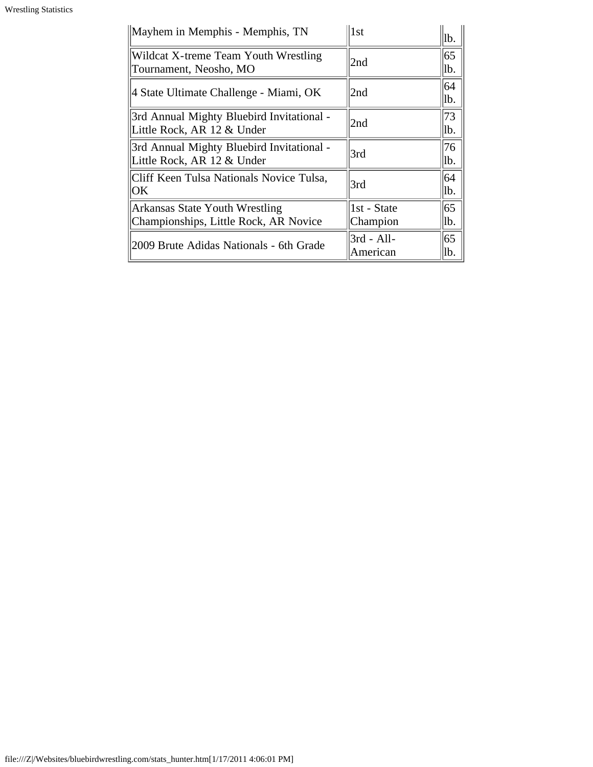| | | |
|---|---|---|
| Mayhem in Memphis - Memphis, TN | 1st | lb. |
| Wildcat X-treme Team Youth Wrestling Tournament, Neosho, MO | 2nd | 65 lb. |
| 4 State Ultimate Challenge - Miami, OK | 2nd | 64 lb. |
| 3rd Annual Mighty Bluebird Invitational - Little Rock, AR 12 & Under | 2nd | 73 lb. |
| 3rd Annual Mighty Bluebird Invitational - Little Rock, AR 12 & Under | 3rd | 76 lb. |
| Cliff Keen Tulsa Nationals Novice Tulsa, OK | 3rd | 64 lb. |
| Arkansas State Youth Wrestling Championships, Little Rock, AR Novice | 1st - State Champion | 65 lb. |
| 2009 Brute Adidas Nationals - 6th Grade | 3rd - All-American | 65 lb. |